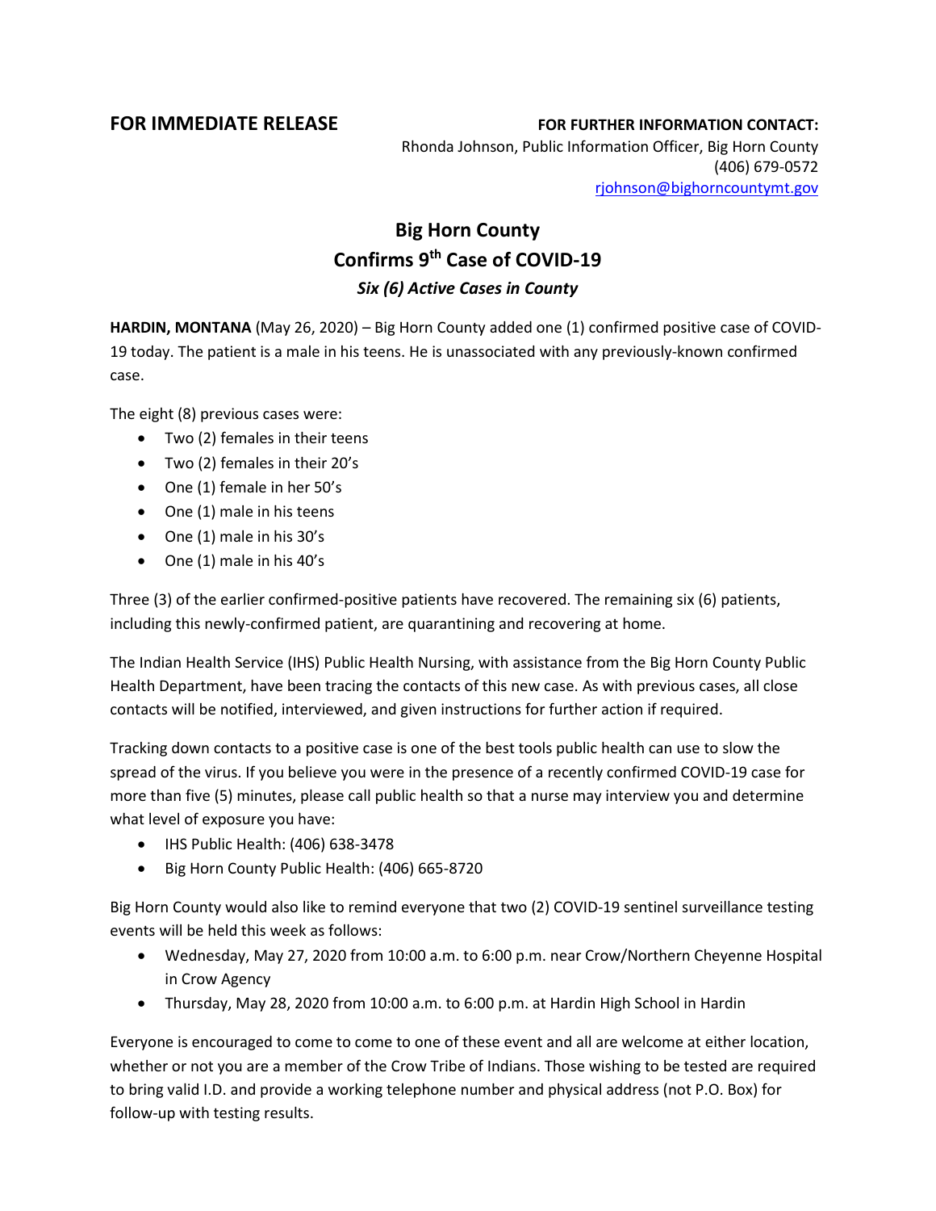**FOR IMMEDIATE RELEASE**

**FOR FURTHER INFORMATION CONTACT:**
Rhonda Johnson, Public Information Officer, Big Horn County
(406) 679-0572
rjohnson@bighorncountymt.gov

# Big Horn County Confirms 9th Case of COVID-19

***Six (6) Active Cases in County***

**HARDIN, MONTANA** (May 26, 2020) – Big Horn County added one (1) confirmed positive case of COVID-19 today. The patient is a male in his teens. He is unassociated with any previously-known confirmed case.

The eight (8) previous cases were:

- Two (2) females in their teens
- Two (2) females in their 20's
- One (1) female in her 50's
- One (1) male in his teens
- One (1) male in his 30's
- One (1) male in his 40's

Three (3) of the earlier confirmed-positive patients have recovered. The remaining six (6) patients, including this newly-confirmed patient, are quarantining and recovering at home.

The Indian Health Service (IHS) Public Health Nursing, with assistance from the Big Horn County Public Health Department, have been tracing the contacts of this new case. As with previous cases, all close contacts will be notified, interviewed, and given instructions for further action if required.

Tracking down contacts to a positive case is one of the best tools public health can use to slow the spread of the virus. If you believe you were in the presence of a recently confirmed COVID-19 case for more than five (5) minutes, please call public health so that a nurse may interview you and determine what level of exposure you have:

- IHS Public Health: (406) 638-3478
- Big Horn County Public Health: (406) 665-8720

Big Horn County would also like to remind everyone that two (2) COVID-19 sentinel surveillance testing events will be held this week as follows:

- Wednesday, May 27, 2020 from 10:00 a.m. to 6:00 p.m. near Crow/Northern Cheyenne Hospital in Crow Agency
- Thursday, May 28, 2020 from 10:00 a.m. to 6:00 p.m. at Hardin High School in Hardin

Everyone is encouraged to come to come to one of these event and all are welcome at either location, whether or not you are a member of the Crow Tribe of Indians. Those wishing to be tested are required to bring valid I.D. and provide a working telephone number and physical address (not P.O. Box) for follow-up with testing results.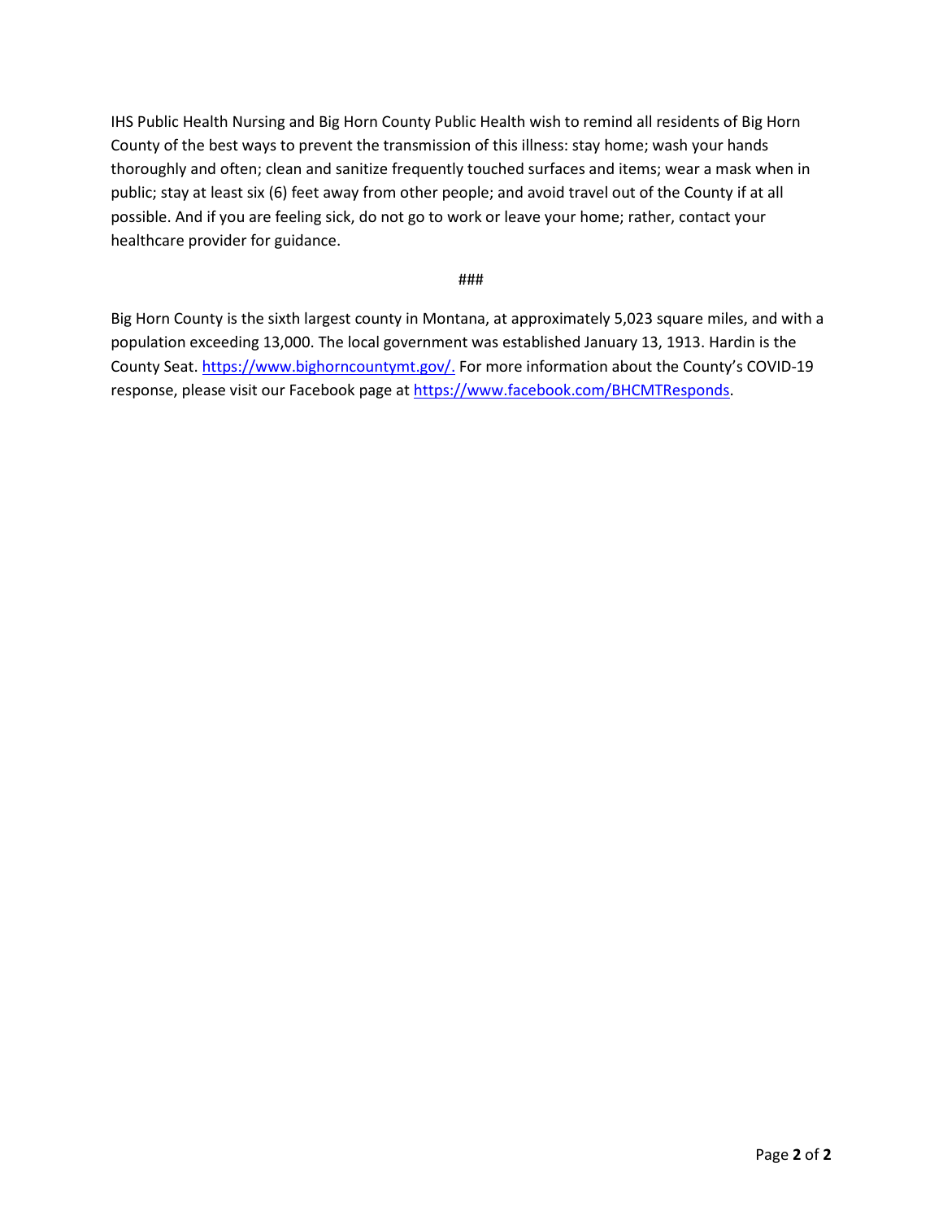IHS Public Health Nursing and Big Horn County Public Health wish to remind all residents of Big Horn County of the best ways to prevent the transmission of this illness: stay home; wash your hands thoroughly and often; clean and sanitize frequently touched surfaces and items; wear a mask when in public; stay at least six (6) feet away from other people; and avoid travel out of the County if at all possible. And if you are feeling sick, do not go to work or leave your home; rather, contact your healthcare provider for guidance.

###

Big Horn County is the sixth largest county in Montana, at approximately 5,023 square miles, and with a population exceeding 13,000. The local government was established January 13, 1913. Hardin is the County Seat. https://www.bighorncountymt.gov/. For more information about the County's COVID-19 response, please visit our Facebook page at https://www.facebook.com/BHCMTResponds.